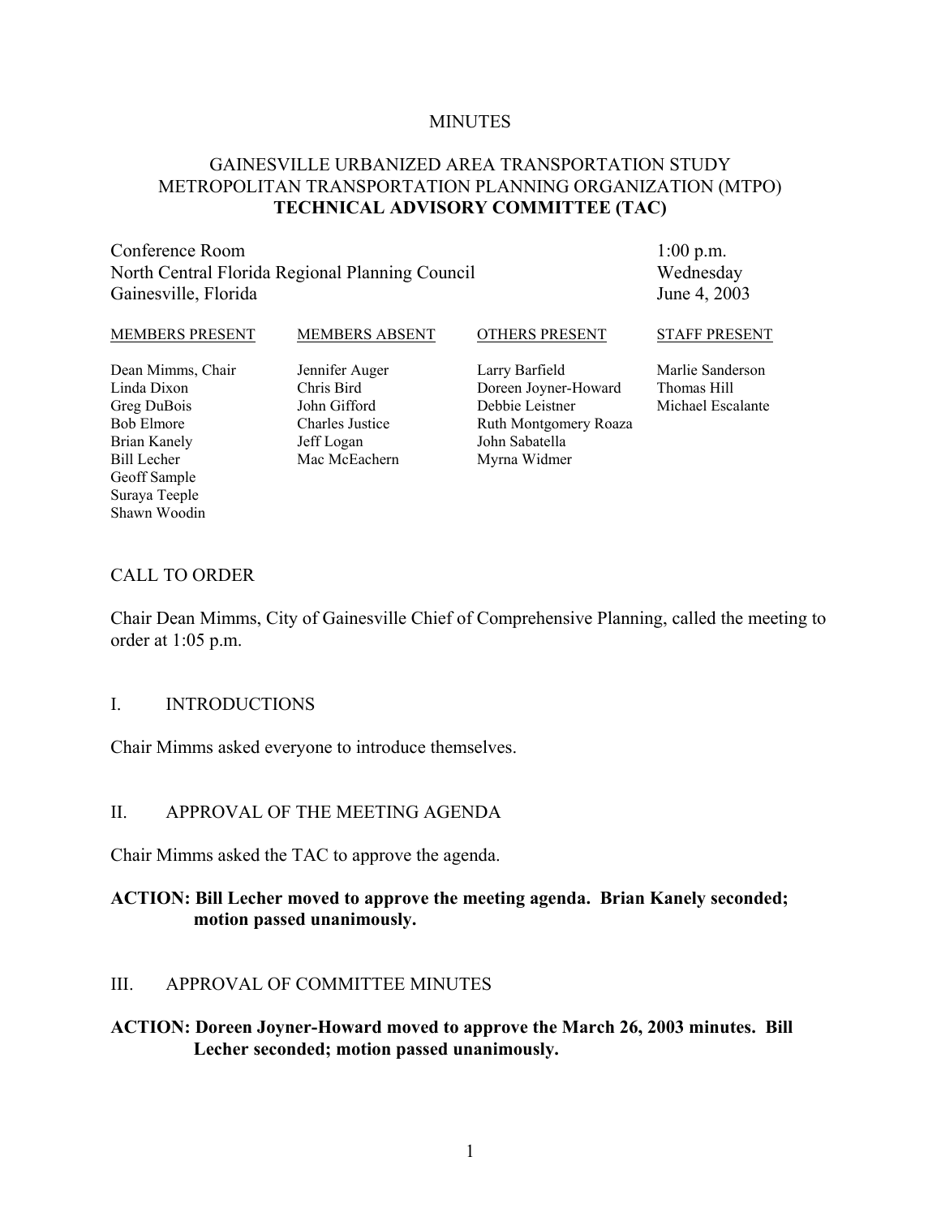# MINUTES

## GAINESVILLE URBANIZED AREA TRANSPORTATION STUDY
## METROPOLITAN TRANSPORTATION PLANNING ORGANIZATION (MTPO)
## TECHNICAL ADVISORY COMMITTEE (TAC)

Conference Room
North Central Florida Regional Planning Council
Gainesville, Florida

1:00 p.m.
Wednesday
June 4, 2003

| MEMBERS PRESENT | MEMBERS ABSENT | OTHERS PRESENT | STAFF PRESENT |
|---|---|---|---|
| Dean Mimms, Chair | Jennifer Auger | Larry Barfield | Marlie Sanderson |
| Linda Dixon | Chris Bird | Doreen Joyner-Howard | Thomas Hill |
| Greg DuBois | John Gifford | Debbie Leistner | Michael Escalante |
| Bob Elmore | Charles Justice | Ruth Montgomery Roaza | |
| Brian Kanely | Jeff Logan | John Sabatella | |
| Bill Lecher | Mac McEachern | Myrna Widmer | |
| Geoff Sample | | | |
| Suraya Teeple | | | |
| Shawn Woodin | | | |

## CALL TO ORDER

Chair Dean Mimms, City of Gainesville Chief of Comprehensive Planning, called the meeting to order at 1:05 p.m.

## I. INTRODUCTIONS

Chair Mimms asked everyone to introduce themselves.

## II. APPROVAL OF THE MEETING AGENDA

Chair Mimms asked the TAC to approve the agenda.

**ACTION: Bill Lecher moved to approve the meeting agenda. Brian Kanely seconded; motion passed unanimously.**

## III. APPROVAL OF COMMITTEE MINUTES

**ACTION: Doreen Joyner-Howard moved to approve the March 26, 2003 minutes. Bill Lecher seconded; motion passed unanimously.**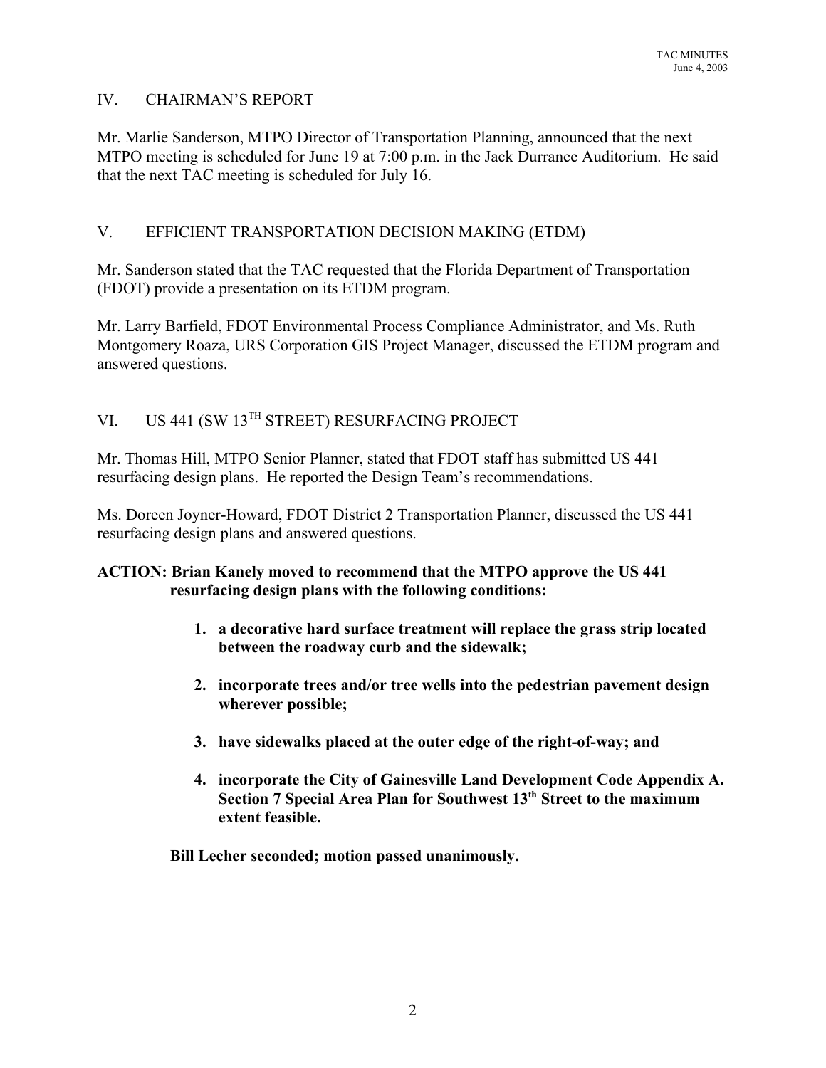## IV. CHAIRMAN'S REPORT

Mr. Marlie Sanderson, MTPO Director of Transportation Planning, announced that the next MTPO meeting is scheduled for June 19 at 7:00 p.m. in the Jack Durrance Auditorium. He said that the next TAC meeting is scheduled for July 16.

## V. EFFICIENT TRANSPORTATION DECISION MAKING (ETDM)

Mr. Sanderson stated that the TAC requested that the Florida Department of Transportation (FDOT) provide a presentation on its ETDM program.

Mr. Larry Barfield, FDOT Environmental Process Compliance Administrator, and Ms. Ruth Montgomery Roaza, URS Corporation GIS Project Manager, discussed the ETDM program and answered questions.

## VI. US 441 (SW 13TH STREET) RESURFACING PROJECT

Mr. Thomas Hill, MTPO Senior Planner, stated that FDOT staff has submitted US 441 resurfacing design plans. He reported the Design Team's recommendations.

Ms. Doreen Joyner-Howard, FDOT District 2 Transportation Planner, discussed the US 441 resurfacing design plans and answered questions.

**ACTION: Brian Kanely moved to recommend that the MTPO approve the US 441 resurfacing design plans with the following conditions:**

1. **a decorative hard surface treatment will replace the grass strip located between the roadway curb and the sidewalk;**
2. **incorporate trees and/or tree wells into the pedestrian pavement design wherever possible;**
3. **have sidewalks placed at the outer edge of the right-of-way; and**
4. **incorporate the City of Gainesville Land Development Code Appendix A. Section 7 Special Area Plan for Southwest 13th Street to the maximum extent feasible.**

**Bill Lecher seconded; motion passed unanimously.**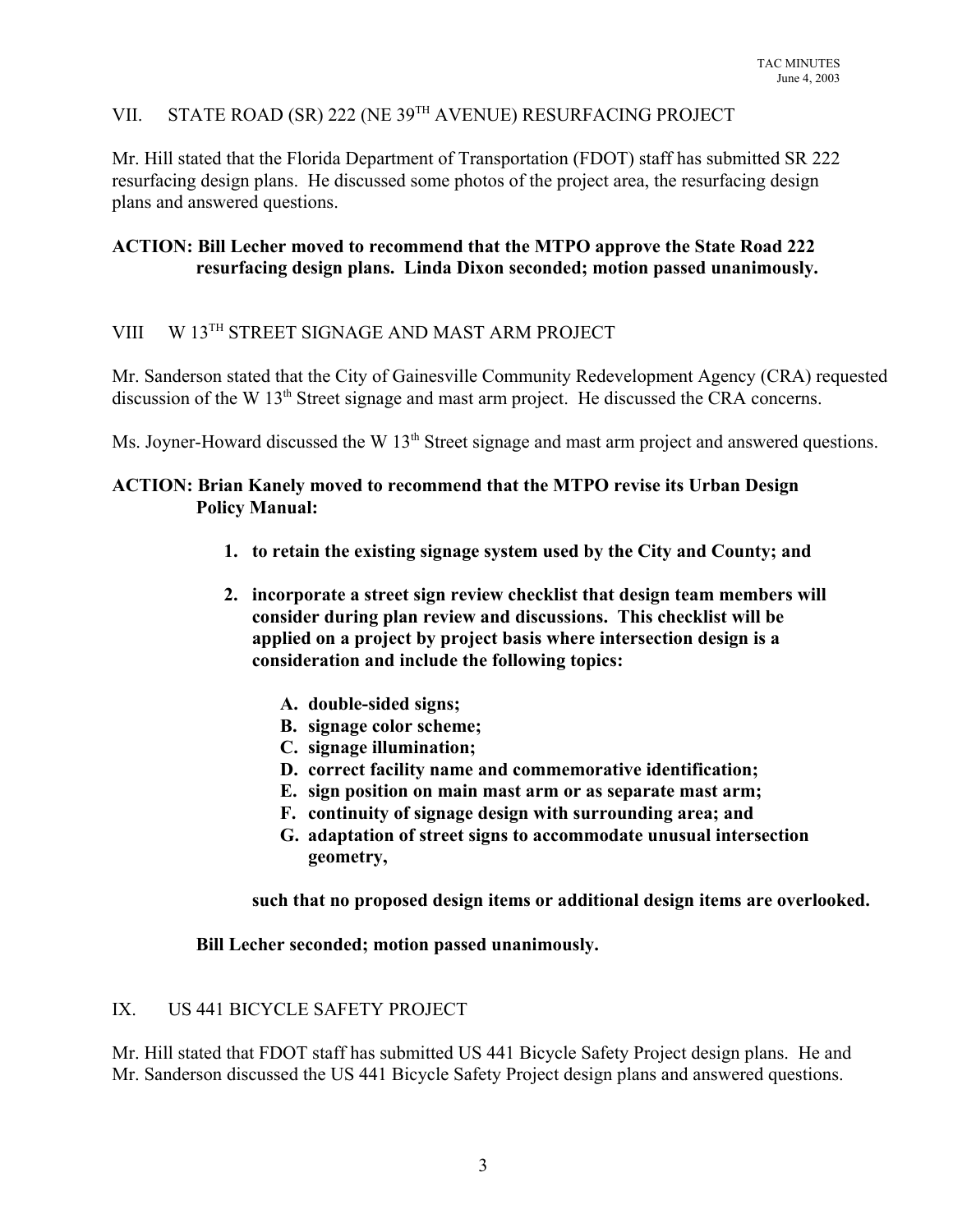## VII. STATE ROAD (SR) 222 (NE 39TH AVENUE) RESURFACING PROJECT

Mr. Hill stated that the Florida Department of Transportation (FDOT) staff has submitted SR 222 resurfacing design plans. He discussed some photos of the project area, the resurfacing design plans and answered questions.

**ACTION: Bill Lecher moved to recommend that the MTPO approve the State Road 222 resurfacing design plans. Linda Dixon seconded; motion passed unanimously.**

## VIII W 13TH STREET SIGNAGE AND MAST ARM PROJECT

Mr. Sanderson stated that the City of Gainesville Community Redevelopment Agency (CRA) requested discussion of the W 13th Street signage and mast arm project. He discussed the CRA concerns.

Ms. Joyner-Howard discussed the W 13th Street signage and mast arm project and answered questions.

**ACTION: Brian Kanely moved to recommend that the MTPO revise its Urban Design Policy Manual:**

1. **to retain the existing signage system used by the City and County; and**
2. **incorporate a street sign review checklist that design team members will consider during plan review and discussions. This checklist will be applied on a project by project basis where intersection design is a consideration and include the following topics:**
   - **A. double-sided signs;**
   - **B. signage color scheme;**
   - **C. signage illumination;**
   - **D. correct facility name and commemorative identification;**
   - **E. sign position on main mast arm or as separate mast arm;**
   - **F. continuity of signage design with surrounding area; and**
   - **G. adaptation of street signs to accommodate unusual intersection geometry,**

   **such that no proposed design items or additional design items are overlooked.**

**Bill Lecher seconded; motion passed unanimously.**

## IX. US 441 BICYCLE SAFETY PROJECT

Mr. Hill stated that FDOT staff has submitted US 441 Bicycle Safety Project design plans. He and Mr. Sanderson discussed the US 441 Bicycle Safety Project design plans and answered questions.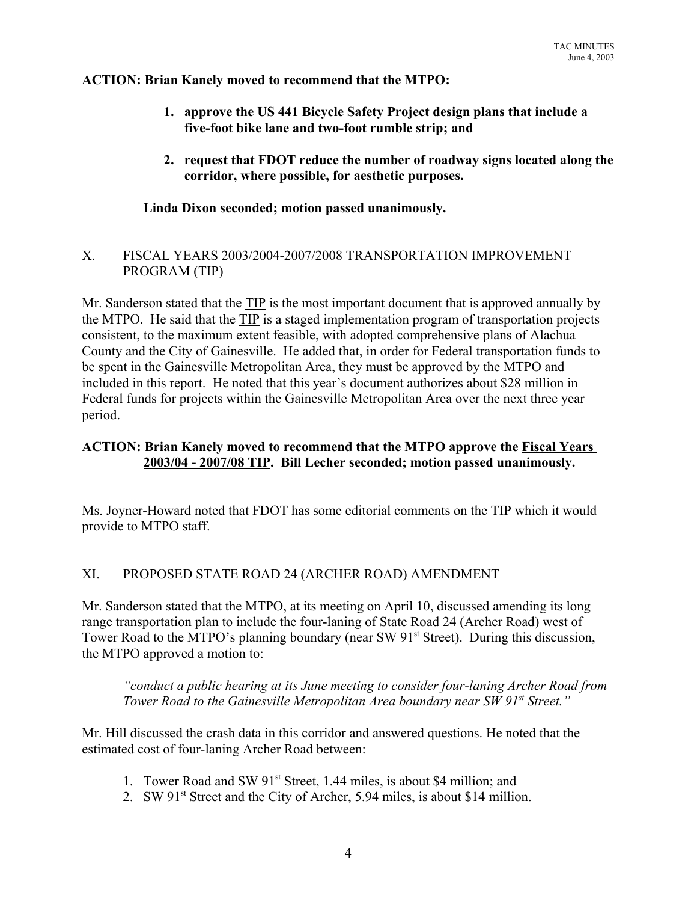**ACTION: Brian Kanely moved to recommend that the MTPO:**

1. **approve the US 441 Bicycle Safety Project design plans that include a five-foot bike lane and two-foot rumble strip; and**
2. **request that FDOT reduce the number of roadway signs located along the corridor, where possible, for aesthetic purposes.**

**Linda Dixon seconded; motion passed unanimously.**

## X. FISCAL YEARS 2003/2004-2007/2008 TRANSPORTATION IMPROVEMENT PROGRAM (TIP)

Mr. Sanderson stated that the TIP is the most important document that is approved annually by the MTPO. He said that the TIP is a staged implementation program of transportation projects consistent, to the maximum extent feasible, with adopted comprehensive plans of Alachua County and the City of Gainesville. He added that, in order for Federal transportation funds to be spent in the Gainesville Metropolitan Area, they must be approved by the MTPO and included in this report. He noted that this year's document authorizes about $28 million in Federal funds for projects within the Gainesville Metropolitan Area over the next three year period.

**ACTION: Brian Kanely moved to recommend that the MTPO approve the Fiscal Years 2003/04 - 2007/08 TIP. Bill Lecher seconded; motion passed unanimously.**

Ms. Joyner-Howard noted that FDOT has some editorial comments on the TIP which it would provide to MTPO staff.

## XI. PROPOSED STATE ROAD 24 (ARCHER ROAD) AMENDMENT

Mr. Sanderson stated that the MTPO, at its meeting on April 10, discussed amending its long range transportation plan to include the four-laning of State Road 24 (Archer Road) west of Tower Road to the MTPO's planning boundary (near SW 91st Street). During this discussion, the MTPO approved a motion to:

> *"conduct a public hearing at its June meeting to consider four-laning Archer Road from Tower Road to the Gainesville Metropolitan Area boundary near SW 91st Street."*

Mr. Hill discussed the crash data in this corridor and answered questions. He noted that the estimated cost of four-laning Archer Road between:

1. Tower Road and SW 91st Street, 1.44 miles, is about $4 million; and
2. SW 91st Street and the City of Archer, 5.94 miles, is about $14 million.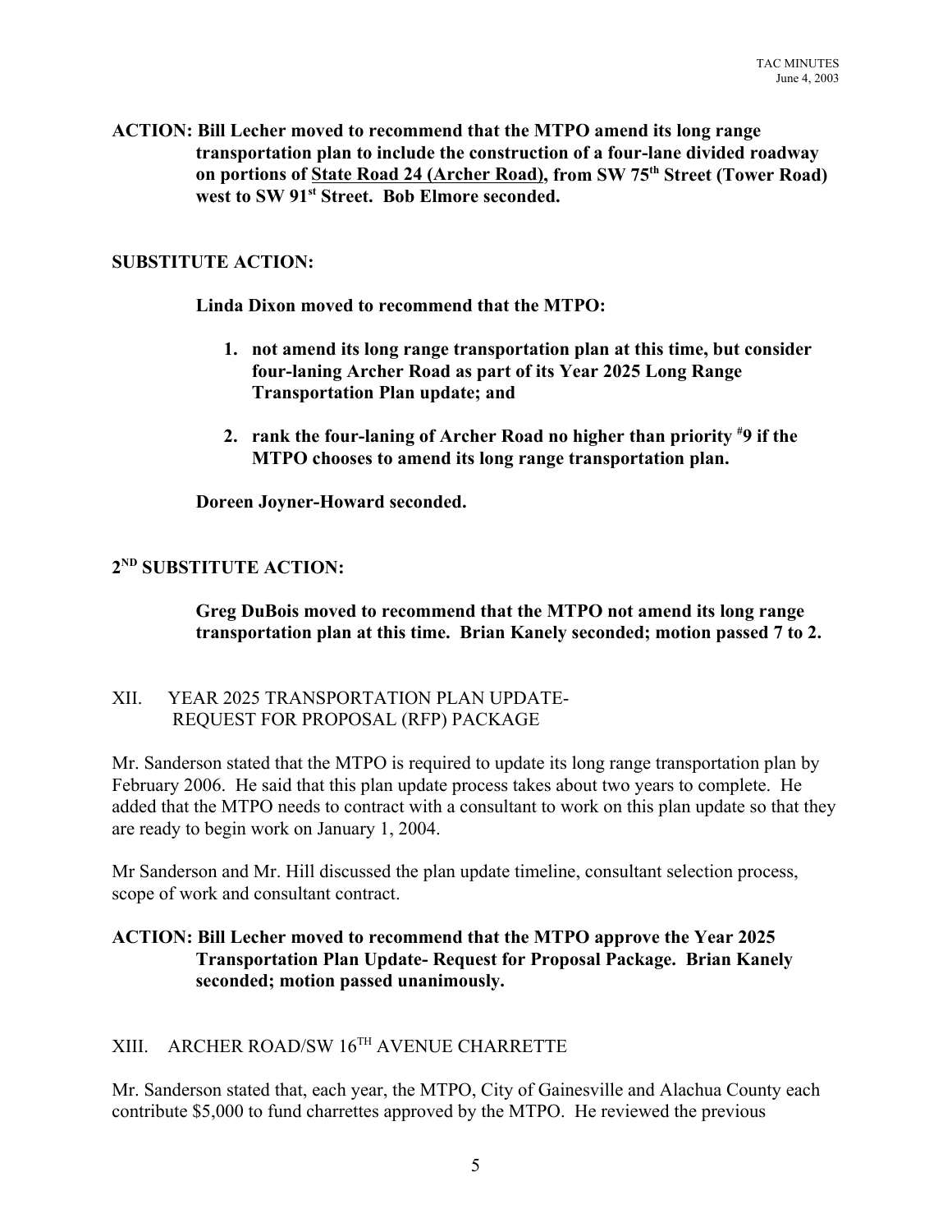**ACTION: Bill Lecher moved to recommend that the MTPO amend its long range transportation plan to include the construction of a four-lane divided roadway on portions of State Road 24 (Archer Road), from SW 75th Street (Tower Road) west to SW 91st Street. Bob Elmore seconded.**

**SUBSTITUTE ACTION:**

**Linda Dixon moved to recommend that the MTPO:**

1. **not amend its long range transportation plan at this time, but consider four-laning Archer Road as part of its Year 2025 Long Range Transportation Plan update; and**
2. **rank the four-laning of Archer Road no higher than priority #9 if the MTPO chooses to amend its long range transportation plan.**

**Doreen Joyner-Howard seconded.**

**2ND SUBSTITUTE ACTION:**

**Greg DuBois moved to recommend that the MTPO not amend its long range transportation plan at this time. Brian Kanely seconded; motion passed 7 to 2.**

## XII. YEAR 2025 TRANSPORTATION PLAN UPDATE- REQUEST FOR PROPOSAL (RFP) PACKAGE

Mr. Sanderson stated that the MTPO is required to update its long range transportation plan by February 2006. He said that this plan update process takes about two years to complete. He added that the MTPO needs to contract with a consultant to work on this plan update so that they are ready to begin work on January 1, 2004.

Mr Sanderson and Mr. Hill discussed the plan update timeline, consultant selection process, scope of work and consultant contract.

**ACTION: Bill Lecher moved to recommend that the MTPO approve the Year 2025 Transportation Plan Update- Request for Proposal Package. Brian Kanely seconded; motion passed unanimously.**

## XIII. ARCHER ROAD/SW 16TH AVENUE CHARRETTE

Mr. Sanderson stated that, each year, the MTPO, City of Gainesville and Alachua County each contribute $5,000 to fund charrettes approved by the MTPO. He reviewed the previous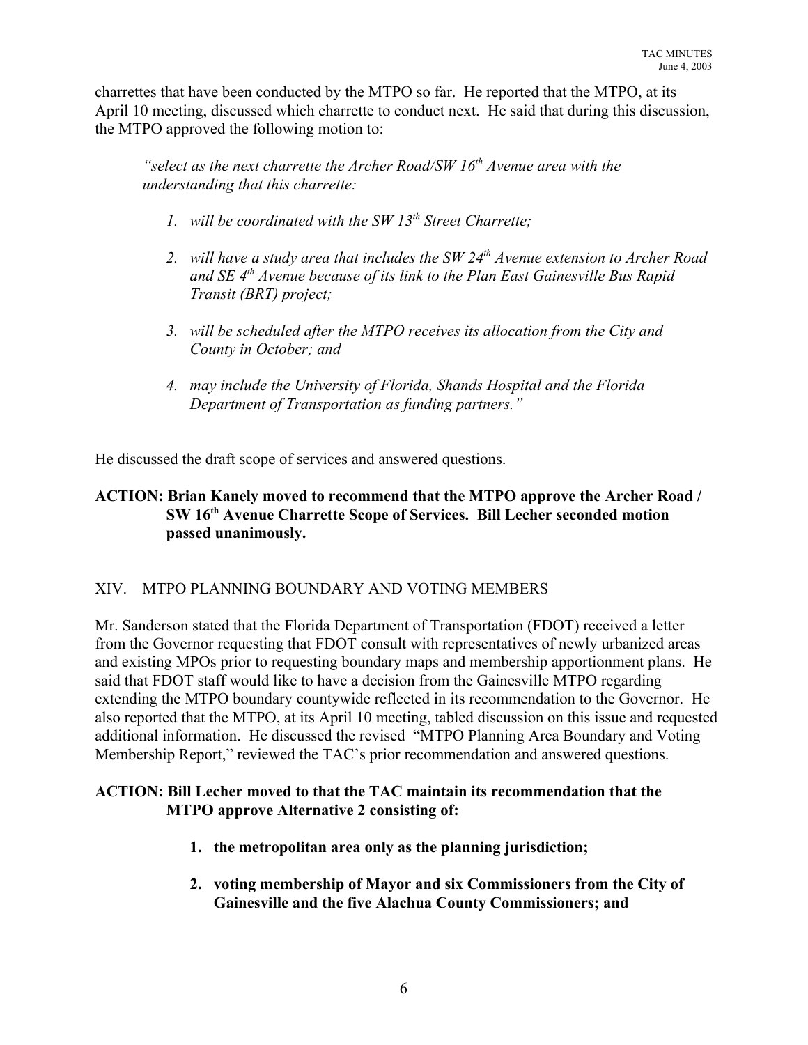charrettes that have been conducted by the MTPO so far. He reported that the MTPO, at its April 10 meeting, discussed which charrette to conduct next. He said that during this discussion, the MTPO approved the following motion to:

> *"select as the next charrette the Archer Road/SW 16th Avenue area with the understanding that this charrette:*
>
> 1. *will be coordinated with the SW 13th Street Charrette;*
> 2. *will have a study area that includes the SW 24th Avenue extension to Archer Road and SE 4th Avenue because of its link to the Plan East Gainesville Bus Rapid Transit (BRT) project;*
> 3. *will be scheduled after the MTPO receives its allocation from the City and County in October; and*
> 4. *may include the University of Florida, Shands Hospital and the Florida Department of Transportation as funding partners."*

He discussed the draft scope of services and answered questions.

**ACTION: Brian Kanely moved to recommend that the MTPO approve the Archer Road / SW 16th Avenue Charrette Scope of Services. Bill Lecher seconded motion passed unanimously.**

## XIV. MTPO PLANNING BOUNDARY AND VOTING MEMBERS

Mr. Sanderson stated that the Florida Department of Transportation (FDOT) received a letter from the Governor requesting that FDOT consult with representatives of newly urbanized areas and existing MPOs prior to requesting boundary maps and membership apportionment plans. He said that FDOT staff would like to have a decision from the Gainesville MTPO regarding extending the MTPO boundary countywide reflected in its recommendation to the Governor. He also reported that the MTPO, at its April 10 meeting, tabled discussion on this issue and requested additional information. He discussed the revised "MTPO Planning Area Boundary and Voting Membership Report," reviewed the TAC's prior recommendation and answered questions.

**ACTION: Bill Lecher moved to that the TAC maintain its recommendation that the MTPO approve Alternative 2 consisting of:**

1. **the metropolitan area only as the planning jurisdiction;**
2. **voting membership of Mayor and six Commissioners from the City of Gainesville and the five Alachua County Commissioners; and**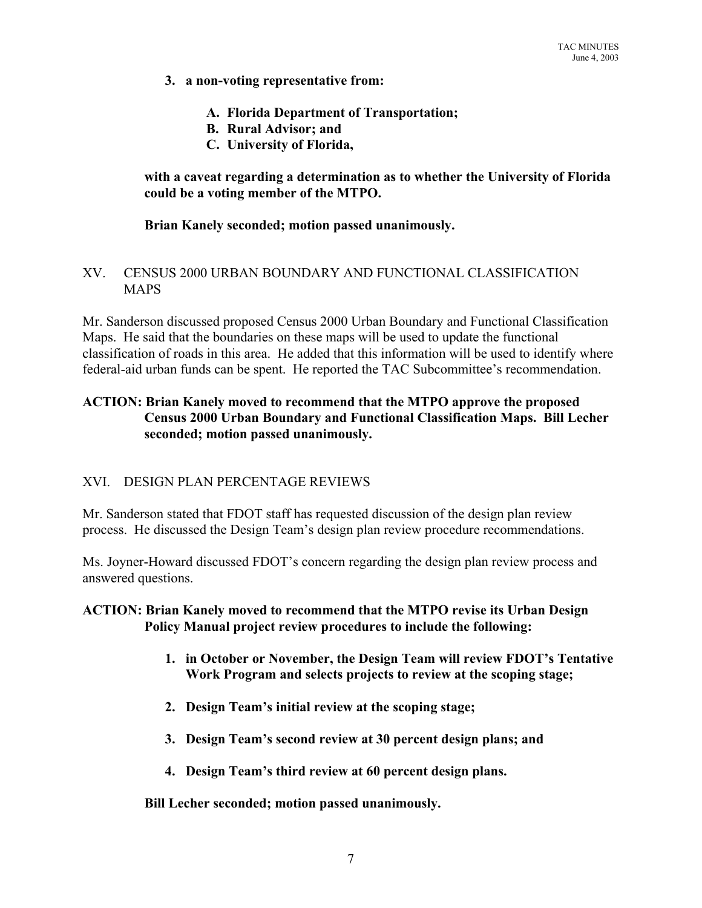**3. a non-voting representative from:**

**A. Florida Department of Transportation;**
**B. Rural Advisor; and**
**C. University of Florida,**

**with a caveat regarding a determination as to whether the University of Florida could be a voting member of the MTPO.**

**Brian Kanely seconded; motion passed unanimously.**

## XV. CENSUS 2000 URBAN BOUNDARY AND FUNCTIONAL CLASSIFICATION MAPS

Mr. Sanderson discussed proposed Census 2000 Urban Boundary and Functional Classification Maps. He said that the boundaries on these maps will be used to update the functional classification of roads in this area. He added that this information will be used to identify where federal-aid urban funds can be spent. He reported the TAC Subcommittee's recommendation.

**ACTION: Brian Kanely moved to recommend that the MTPO approve the proposed Census 2000 Urban Boundary and Functional Classification Maps. Bill Lecher seconded; motion passed unanimously.**

## XVI. DESIGN PLAN PERCENTAGE REVIEWS

Mr. Sanderson stated that FDOT staff has requested discussion of the design plan review process. He discussed the Design Team's design plan review procedure recommendations.

Ms. Joyner-Howard discussed FDOT's concern regarding the design plan review process and answered questions.

**ACTION: Brian Kanely moved to recommend that the MTPO revise its Urban Design Policy Manual project review procedures to include the following:**

1. **in October or November, the Design Team will review FDOT's Tentative Work Program and selects projects to review at the scoping stage;**

2. **Design Team's initial review at the scoping stage;**

3. **Design Team's second review at 30 percent design plans; and**

4. **Design Team's third review at 60 percent design plans.**

**Bill Lecher seconded; motion passed unanimously.**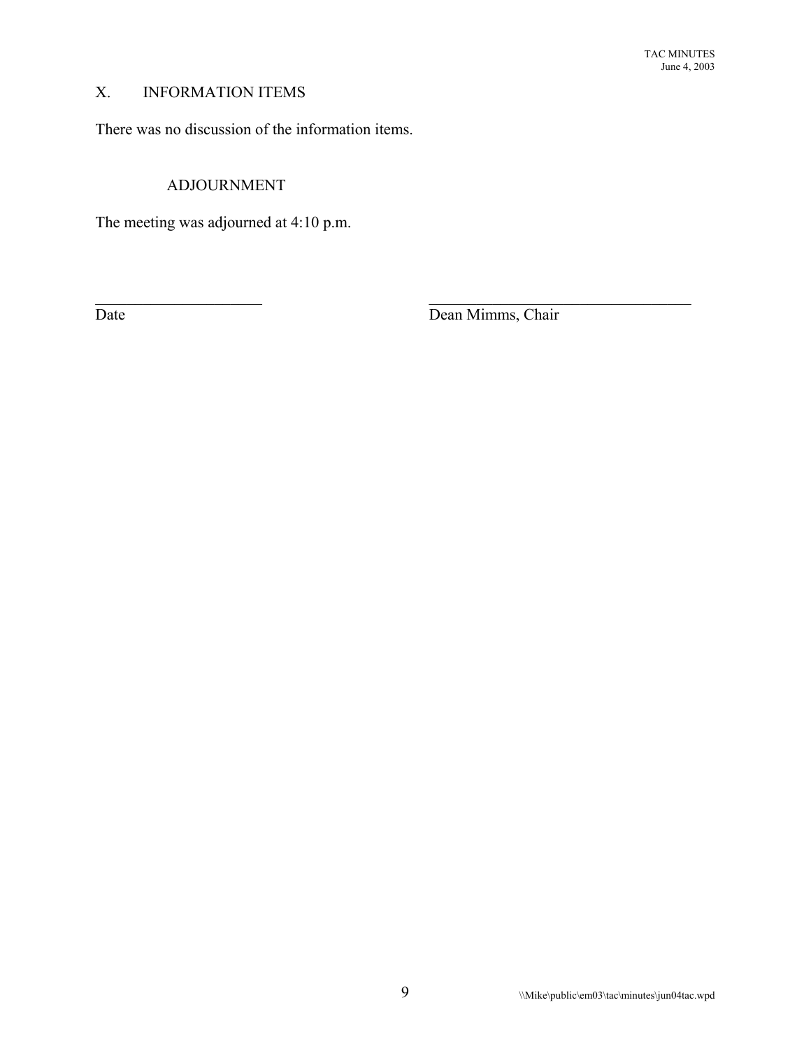## X. INFORMATION ITEMS

There was no discussion of the information items.

## ADJOURNMENT

The meeting was adjourned at 4:10 p.m.

\_\_\_\_\_\_\_\_\_\_\_\_\_\_\_\_\_\_\_\_\_\_ \_\_\_\_\_\_\_\_\_\_\_\_\_\_\_\_\_\_\_\_\_\_\_\_\_\_\_\_\_\_\_\_\_\_\_

Date Dean Mimms, Chair